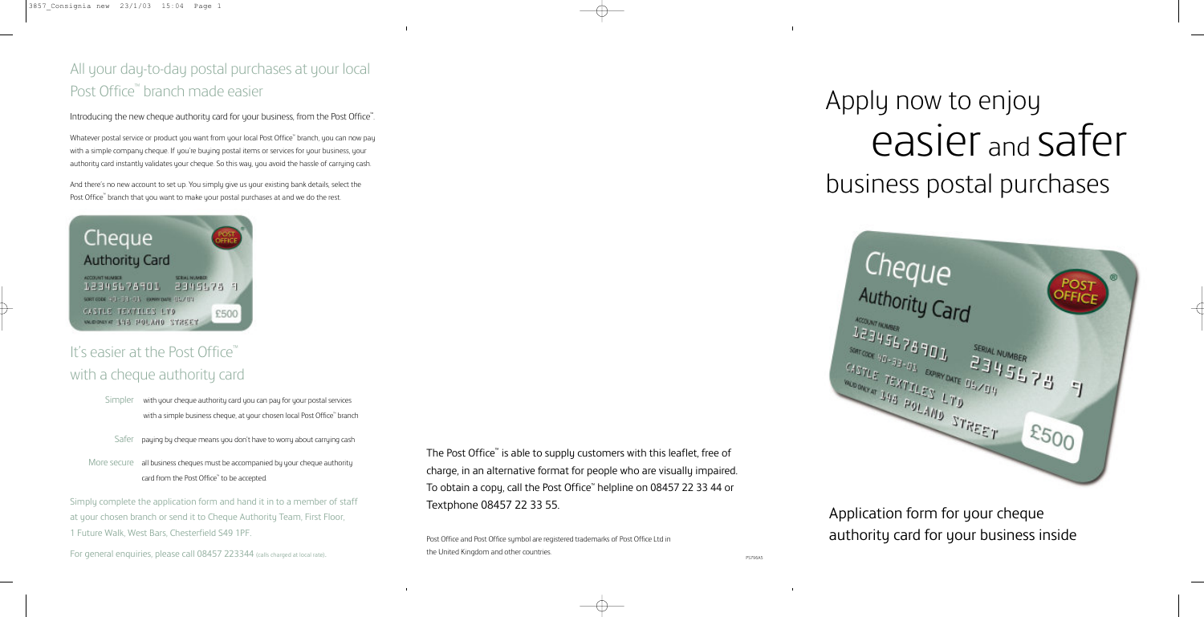## All your day-to-day postal purchases at your local Post Office™ branch made easier

Introducing the new cheque authority card for your business, from the Post Office™.

Whatever postal service or product you want from your local Post Office™ branch, you can now pay with a simple company cheque. If you're buying postal items or services for your business, your authority card instantly validates your cheque. So this way, you avoid the hassle of carrying cash.

And there's no new account to set up. You simply give us your existing bank details, select the Post Office™ branch that you want to make your postal purchases at and we do the rest.

## It's easier at the Post Office™ with a cheque authority card

- **Simpler** with your cheque authority card you can pay for your postal services with a simple business cheque, at your chosen local Post Office™ branch
- **Safer** paying by cheque means you don't have to worry about carrying cash
- **More secure** all business cheques must be accompanied by your cheque authority card from the Post Office™ to be accepted.

Simply complete the application form and hand it in to a member of staff at your chosen branch or send it to Cheque Authority Team, First Floor, 1 Future Walk, West Bars, Chesterfield S49 1PF.

For general enquiries, please call 08457 223344 (calls charged at local rate).

The Post Office™ is able to supply customers with this leaflet, free of charge, in an alternative format for people who are visually impaired. To obtain a copy, call the Post Office™ helpline on 08457 22 33 44 or Textphone 08457 22 33 55.

Post Office and Post Office symbol are registered trademarks of Post Office Ltd in the United Kingdom and other countries.

PS7954S

# Apply now to enjoy easier and safer business postal purchases

Application form for your cheque authority card for your business inside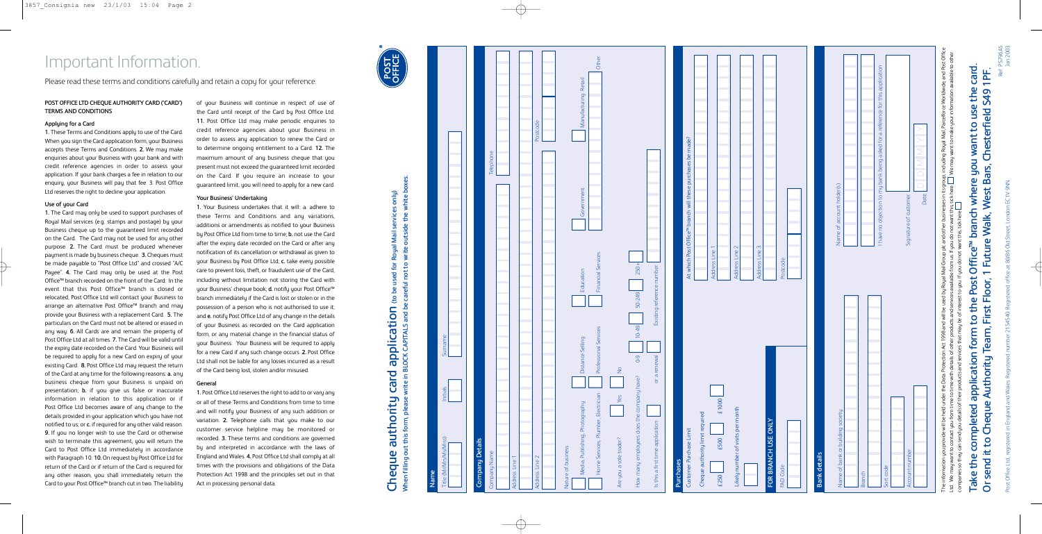# Important Information.

Please read these terms and conditions carefully and retain a copy for your reference.

**POST OFFICE LTD CHEQUE AUTHORITY CARD ('CARD') TERMS AND CONDITIONS**

**Applying for a Card**

**1.** These Terms and Conditions apply to use of the Card. When you sign the Card application form, your Business accepts these Terms and Conditions. **2.** We may make enquiries about your Business with your bank and with credit reference agencies in order to assess your application. If your bank charges a fee in relation to our enquiry, your Business will pay that fee. **3.** Post Office Ltd reserves the right to decline your application.

**Use of your Card**

**1.** The Card may only be used to support purchases of Royal Mail services (e.g. stamps and postage) by your Business cheque up to the guaranteed limit recorded on the card. The Card may not be used for any other purpose. **2.** The Card must be produced whenever payment is made by business cheque. **3.** Cheques must be made payable to "Post Office Ltd" and crossed "A/C Payee". **4.** The Card may only be used at the Post Office™ branch recorded on the front of the Card. In the event that this Post Office™ branch is closed or relocated, Post Office Ltd will contact your Business to arrange an alternative Post Office™ branch and may provide your Business with a replacement Card. **5.** The particulars on the Card must not be altered or erased in any way. **6.** All Cards are and remain the property of Post Office Ltd at all times. **7.** The Card will be valid until the expiry date recorded on the Card. Your Business will be required to apply for a new Card on expiry of your existing Card. **8.** Post Office Ltd may request the return of the Card at any time for the following reasons: **a.** any business cheque from your Business is unpaid on presentation; **b.** if you give us false or inaccurate information in relation to this application or if Post Office Ltd becomes aware of any change to the details provided in your application which you have not notified to us; or **c.** if required for any other valid reason. **9.** If you no longer wish to use the Card or otherwise wish to terminate this agreement, you will return the Card to Post Office Ltd immediately in accordance with Paragraph 10. **10.** On request by Post Office Ltd for return of the Card or if return of the Card is required for any other reason, you shall immediately return the Card to your Post Office™ branch cut in two. The liability of your Business will continue in respect of use of the Card until receipt of the Card by Post Office Ltd. **11.** Post Office Ltd may make periodic enquiries to credit reference agencies about your Business in order to assess your application to renew the Card or to determine ongoing entitlement to a Card. **12.** The maximum amount of any business cheque that you present must not exceed the guaranteed limit recorded on the Card. If you require an increase to your guaranteed limit, you will need to apply for a new card.

**Your Business' Undertaking**

**1.** Your Business undertakes that it will: **a.** adhere to these Terms and Conditions and any variations, additions or amendments as notified to your Business by Post Office Ltd from time to time; **b.** not use the Card after the expiry date recorded on the Card or after any notification of its cancellation or withdrawal as given to your Business by Post Office Ltd; **c.** take every possible care to prevent loss, theft, or fraudulent use of the Card, including without limitation not storing the Card with your Business' cheque book; **d.** notify your Post Office™ branch immediately if the Card is lost or stolen or in the possession of a person who is not authorised to use it; and **e.** notify Post Office Ltd of any change in the details of your Business as recorded on the Card application form, or any material change in the financial status of your Business. Your Business will be required to apply for a new Card if any such change occurs. **2.** Post Office Ltd shall not be liable for any losses incurred as a result of the Card being lost, stolen and/or misused.

**General**

**1.** Post Office Ltd reserves the right to add to or vary any or all of these Terms and Conditions from time to time and will notify your Business of any such addition or variation. **2.** Telephone calls that you make to our customer service helpline may be monitored or recorded. **3.** These terms and conditions are governed by and interpreted in accordance with the laws of England and Wales. **4.** Post Office Ltd shall comply at all times with the provisions and obligations of the Data Protection Act 1998 and the principles set out in that Act in processing personal data.

POST OFFICE®

# Cheque authority card application (to be used for Royal Mail services only)

**When filling out this form, please write in BLOCK CAPITALS and be careful not to write outside the white boxes.**

## Name

Title (Mr/Mrs/Ms/Miss) | Initials | Surname

## Company Details

Company Name | Telephone

Address Line 1

Address Line 2 | Postcode

Nature of business

- Media, Publishing, Photography
- Distance Selling
- Education
- Government
- Manufacturing, Retail
- Home Services, Plumber, Electrician
- Professional Services
- Financial Services
- Other

Are you a sole trader? Yes / No

How many employees does the company have? 0-9 / 10-49 / 50-249 / 250+

Is this a first time application / or a renewal / Existing reference number

## Purchases

Customer Purchase Limit

Cheque authority limit required

£250 / £500 / £1000

Likely number of visits per month

At which Post Office™ branch will these purchases be made?

Address Line 1

Address Line 2

Address Line 3

Postcode

## FOR BRANCH USE ONLY

FAD Code

## Bank details

Name of bank or building society

Branch

Sort code

Account number

Name of account holder(s)

I have no objection to my bank being asked for a reference for this application

Signature of customer

Date D D M M Y Y

The information you provide will be held under the Data Protection Act 1998 and will be used by Royal Mail Group plc and other businesses in its group, including Royal Mail, Parcelforce Worldwide and Post Office Ltd. We may want to contact you from time to time with details of other products and services available from us. If you do not want this, tick here ☐ We may want to make your information available to other companies so they can send you details of their products and services that may be of interest to you. If you do not want this, tick here ☐

**Take the completed application form to the Post Office™ branch where you want to use the card.**
**Or send it to Cheque Authority Team, First Floor, 1 Future Walk, West Bars, Chesterfield S49 1PF.**

Post Office Ltd., registered in England and Wales. Registered number 2154540. Registered office at 80-86 Old Street, London EC1V 9NN

Ref: PS796A5
Jan 2003